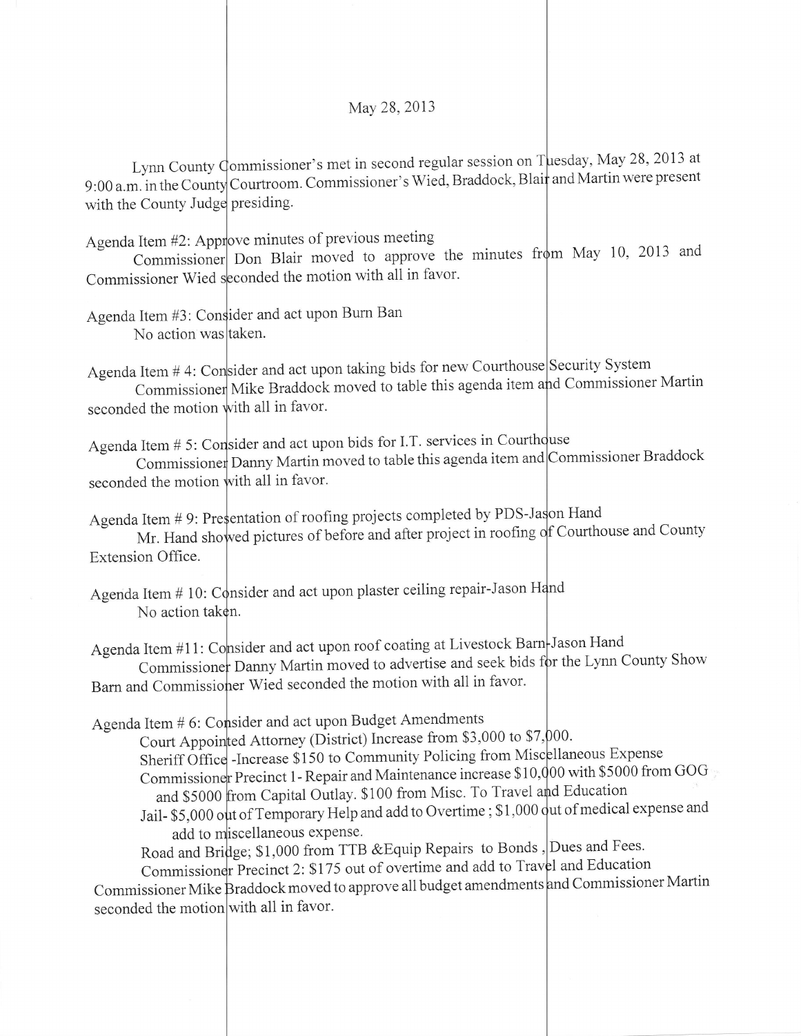May 28, 2013

Lynn County Commissioner's met in second regular session on Tuesday, May 28, 2013 at 9:00 a.m. in the County Courtroom. Commissioner's Wied, Braddock, Blair and Martin were present with the County Judge presiding.

Agenda Item #2: Approve minutes of previous meeting

Commissioner Don Blair moved to approve the minutes from May 10, 2013 and Commissioner Wied seconded the motion with all in favor.

Agenda Item #3: Consider and act upon Burn Ban

No action was taken.

Agenda Item # 4: Consider and act upon taking bids for new Courthouse Security System

Commissioner Mike Braddock moved to table this agenda item and Commissioner Martin seconded the motion with all in favor.

Agenda Item # 5: Consider and act upon bids for I.T. services in Courthouse

Commissioner Danny Martin moved to table this agenda item and Commissioner Braddock seconded the motion with all in favor.

Agenda Item # 9: Presentation of roofing projects completed by PDS-Jason Hand

Mr. Hand showed pictures of before and after project in roofing of Courthouse and County Extension Office.

Agenda Item # 10: Consider and act upon plaster ceiling repair-Jason Hand

No action taken.

Agenda Item #11: Consider and act upon roof coating at Livestock Barn-Jason Hand

Commissioner Danny Martin moved to advertise and seek bids for the Lynn County Show Barn and Commissioner Wied seconded the motion with all in favor.

Agenda Item # 6: Consider and act upon Budget Amendments

Court Appointed Attorney (District) Increase from $3,000 to $7,000.

Sheriff Office -Increase $150 to Community Policing from Miscellaneous Expense

Commissioner Precinct 1- Repair and Maintenance increase $10,000 with $5000 from GOG and $5000 from Capital Outlay. $100 from Misc. To Travel and Education

Jail- $5,000 out of Temporary Help and add to Overtime ; $1,000 out of medical expense and add to miscellaneous expense.

Road and Bridge; $1,000 from TTB &Equip Repairs to Bonds , Dues and Fees.

Commissioner Precinct 2: $175 out of overtime and add to Travel and Education

Commissioner Mike Braddock moved to approve all budget amendments and Commissioner Martin seconded the motion with all in favor.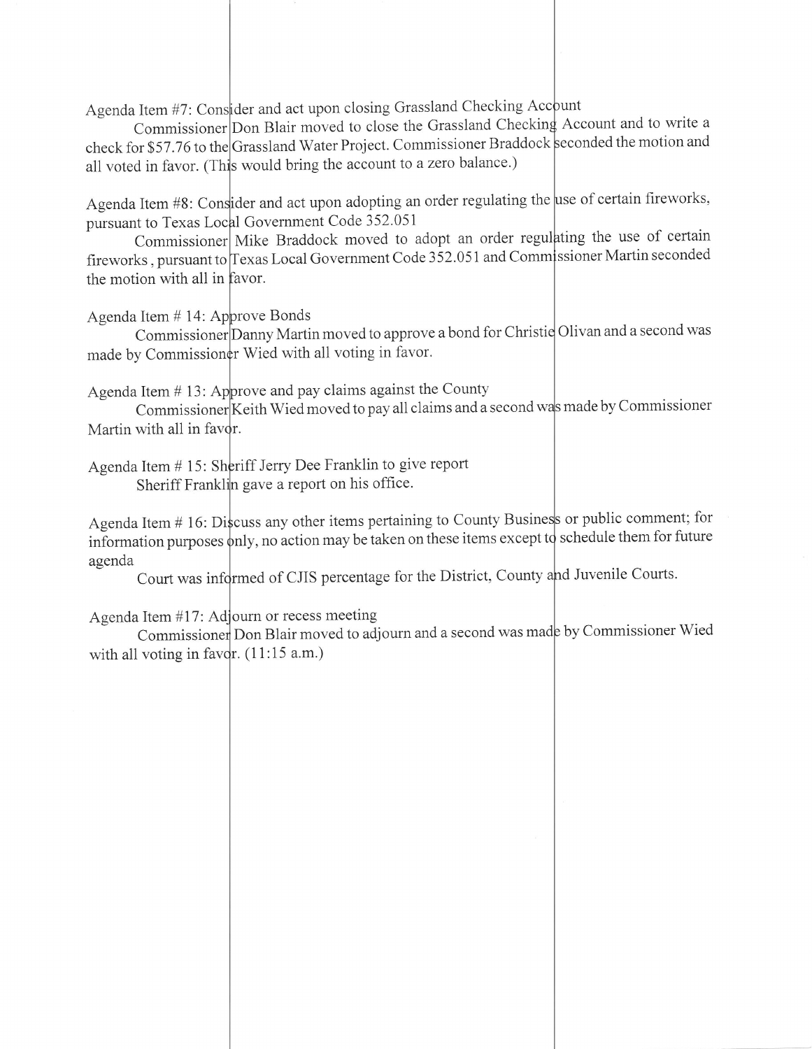Agenda Item #7: Consider and act upon closing Grassland Checking Account

Commissioner Don Blair moved to close the Grassland Checking Account and to write a check for $57.76 to the Grassland Water Project. Commissioner Braddock seconded the motion and all voted in favor. (This would bring the account to a zero balance.)

Agenda Item #8: Consider and act upon adopting an order regulating the use of certain fireworks, pursuant to Texas Local Government Code 352.051

Commissioner Mike Braddock moved to adopt an order regulating the use of certain fireworks , pursuant to Texas Local Government Code 352.051 and Commissioner Martin seconded the motion with all in favor.

Agenda Item # 14: Approve Bonds

Commissioner Danny Martin moved to approve a bond for Christie Olivan and a second was made by Commissioner Wied with all voting in favor.

Agenda Item # 13: Approve and pay claims against the County

Commissioner Keith Wied moved to pay all claims and a second was made by Commissioner Martin with all in favor.

Agenda Item # 15: Sheriff Jerry Dee Franklin to give report

Sheriff Franklin gave a report on his office.

Agenda Item # 16: Discuss any other items pertaining to County Business or public comment; for information purposes only, no action may be taken on these items except to schedule them for future agenda

Court was informed of CJIS percentage for the District, County and Juvenile Courts.

Agenda Item #17: Adjourn or recess meeting

Commissioner Don Blair moved to adjourn and a second was made by Commissioner Wied with all voting in favor. (11:15 a.m.)